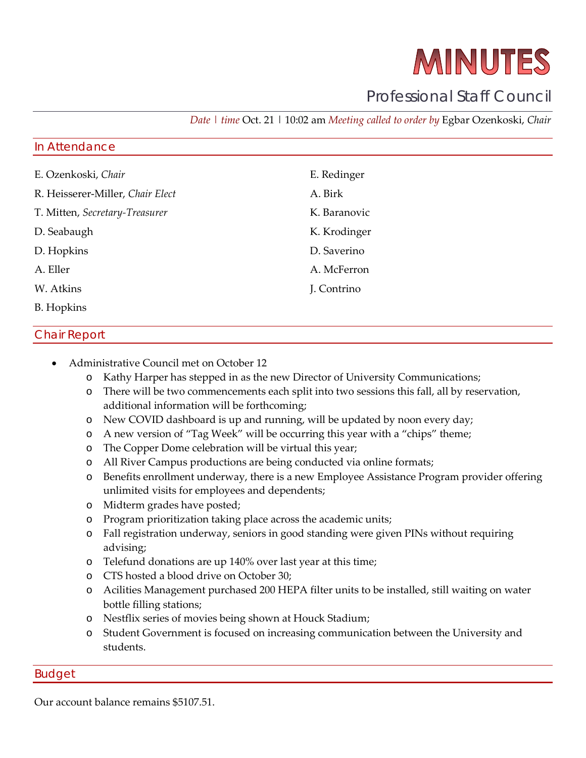# MINUTES

## Professional Staff Council

*Date | time* Oct. 21 | 10:02 am *Meeting called to order by* Egbar Ozenkoski, *Chair*

## In Attendance

E. Ozenkoski, *Chair*

R. Heisserer-Miller, *Chair Elect*

T. Mitten, *Secretary-Treasurer*

D. Seabaugh

D. Hopkins

A. Eller

W. Atkins

B. Hopkins

E. Redinger

A. Birk

K. Baranovic

K. Krodinger

D. Saverino

A. McFerron

J. Contrino

## Chair Report

- Administrative Council met on October 12
  - Kathy Harper has stepped in as the new Director of University Communications;
  - There will be two commencements each split into two sessions this fall, all by reservation, additional information will be forthcoming;
  - New COVID dashboard is up and running, will be updated by noon every day;
  - A new version of "Tag Week" will be occurring this year with a "chips" theme;
  - The Copper Dome celebration will be virtual this year;
  - All River Campus productions are being conducted via online formats;
  - Benefits enrollment underway, there is a new Employee Assistance Program provider offering unlimited visits for employees and dependents;
  - Midterm grades have posted;
  - Program prioritization taking place across the academic units;
  - Fall registration underway, seniors in good standing were given PINs without requiring advising;
  - Telefund donations are up 140% over last year at this time;
  - CTS hosted a blood drive on October 30;
  - Acilities Management purchased 200 HEPA filter units to be installed, still waiting on water bottle filling stations;
  - Nestflix series of movies being shown at Houck Stadium;
  - Student Government is focused on increasing communication between the University and students.

## Budget

Our account balance remains $5107.51.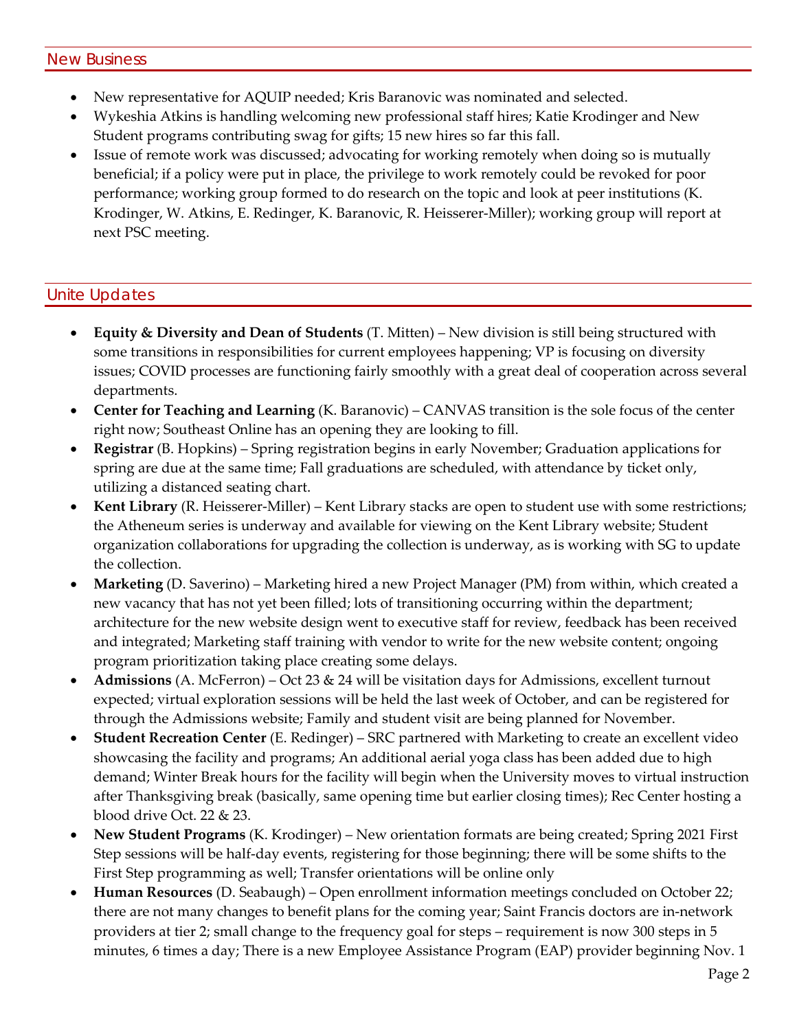## New Business

- New representative for AQUIP needed; Kris Baranovic was nominated and selected.
- Wykeshia Atkins is handling welcoming new professional staff hires; Katie Krodinger and New Student programs contributing swag for gifts; 15 new hires so far this fall.
- Issue of remote work was discussed; advocating for working remotely when doing so is mutually beneficial; if a policy were put in place, the privilege to work remotely could be revoked for poor performance; working group formed to do research on the topic and look at peer institutions (K. Krodinger, W. Atkins, E. Redinger, K. Baranovic, R. Heisserer-Miller); working group will report at next PSC meeting.

## Unite Updates

- **Equity & Diversity and Dean of Students** (T. Mitten) – New division is still being structured with some transitions in responsibilities for current employees happening; VP is focusing on diversity issues; COVID processes are functioning fairly smoothly with a great deal of cooperation across several departments.
- **Center for Teaching and Learning** (K. Baranovic) – CANVAS transition is the sole focus of the center right now; Southeast Online has an opening they are looking to fill.
- **Registrar** (B. Hopkins) – Spring registration begins in early November; Graduation applications for spring are due at the same time; Fall graduations are scheduled, with attendance by ticket only, utilizing a distanced seating chart.
- **Kent Library** (R. Heisserer-Miller) – Kent Library stacks are open to student use with some restrictions; the Atheneum series is underway and available for viewing on the Kent Library website; Student organization collaborations for upgrading the collection is underway, as is working with SG to update the collection.
- **Marketing** (D. Saverino) – Marketing hired a new Project Manager (PM) from within, which created a new vacancy that has not yet been filled; lots of transitioning occurring within the department; architecture for the new website design went to executive staff for review, feedback has been received and integrated; Marketing staff training with vendor to write for the new website content; ongoing program prioritization taking place creating some delays.
- **Admissions** (A. McFerron) – Oct 23 & 24 will be visitation days for Admissions, excellent turnout expected; virtual exploration sessions will be held the last week of October, and can be registered for through the Admissions website; Family and student visit are being planned for November.
- **Student Recreation Center** (E. Redinger) – SRC partnered with Marketing to create an excellent video showcasing the facility and programs; An additional aerial yoga class has been added due to high demand; Winter Break hours for the facility will begin when the University moves to virtual instruction after Thanksgiving break (basically, same opening time but earlier closing times); Rec Center hosting a blood drive Oct. 22 & 23.
- **New Student Programs** (K. Krodinger) – New orientation formats are being created; Spring 2021 First Step sessions will be half-day events, registering for those beginning; there will be some shifts to the First Step programming as well; Transfer orientations will be online only
- **Human Resources** (D. Seabaugh) – Open enrollment information meetings concluded on October 22; there are not many changes to benefit plans for the coming year; Saint Francis doctors are in-network providers at tier 2; small change to the frequency goal for steps – requirement is now 300 steps in 5 minutes, 6 times a day; There is a new Employee Assistance Program (EAP) provider beginning Nov. 1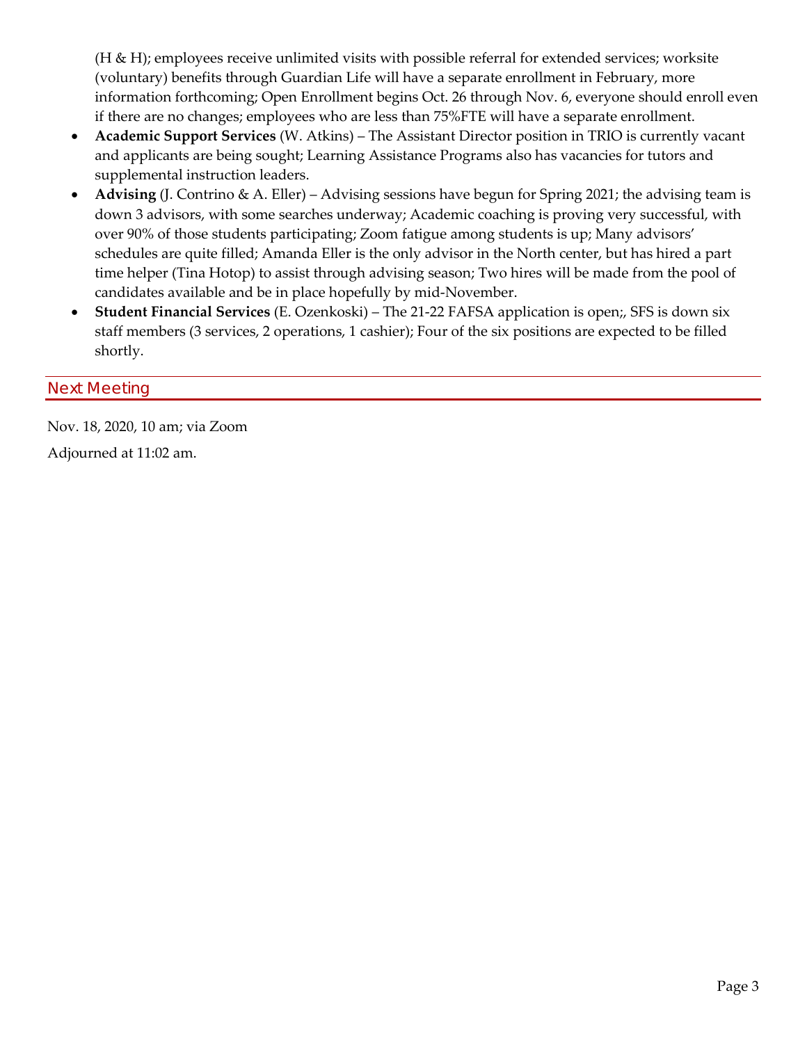(H & H); employees receive unlimited visits with possible referral for extended services; worksite (voluntary) benefits through Guardian Life will have a separate enrollment in February, more information forthcoming; Open Enrollment begins Oct. 26 through Nov. 6, everyone should enroll even if there are no changes; employees who are less than 75%FTE will have a separate enrollment.

- **Academic Support Services** (W. Atkins) – The Assistant Director position in TRIO is currently vacant and applicants are being sought; Learning Assistance Programs also has vacancies for tutors and supplemental instruction leaders.
- **Advising** (J. Contrino & A. Eller) – Advising sessions have begun for Spring 2021; the advising team is down 3 advisors, with some searches underway; Academic coaching is proving very successful, with over 90% of those students participating; Zoom fatigue among students is up; Many advisors' schedules are quite filled; Amanda Eller is the only advisor in the North center, but has hired a part time helper (Tina Hotop) to assist through advising season; Two hires will be made from the pool of candidates available and be in place hopefully by mid-November.
- **Student Financial Services** (E. Ozenkoski) – The 21-22 FAFSA application is open;, SFS is down six staff members (3 services, 2 operations, 1 cashier); Four of the six positions are expected to be filled shortly.

## Next Meeting

Nov. 18, 2020, 10 am; via Zoom

Adjourned at 11:02 am.